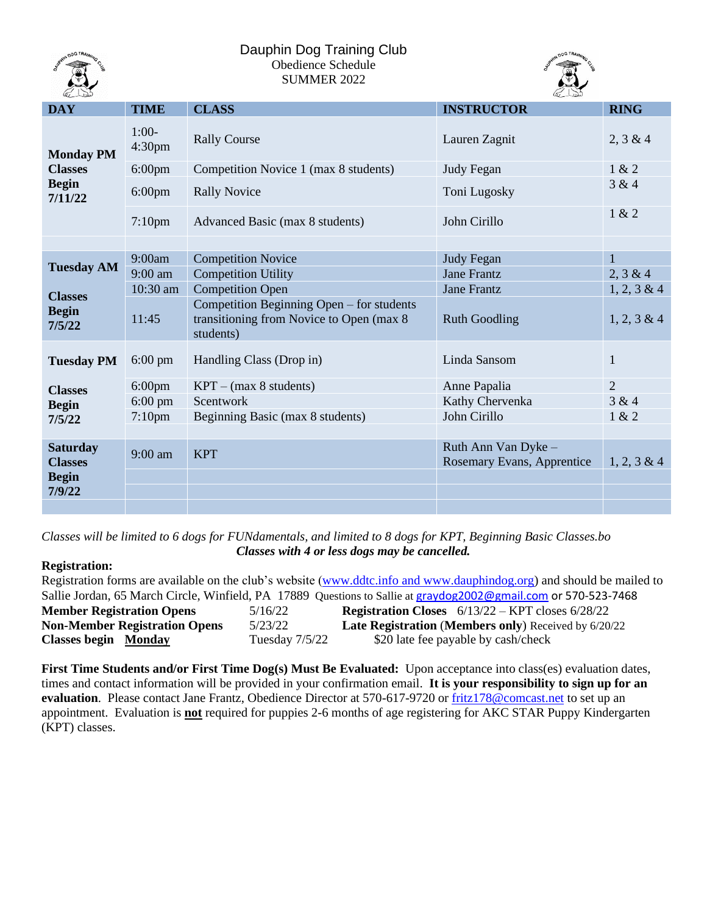# Dauphin Dog Training Club

Obedience Schedule
SUMMER 2022

| DAY | TIME | CLASS | INSTRUCTOR | RING |
|---|---|---|---|---|
| **Monday PM Classes Begin 7/11/22** | 1:00-4:30pm | Rally Course | Lauren Zagnit | 2, 3 & 4 |
| | 6:00pm | Competition Novice 1 (max 8 students) | Judy Fegan | 1 & 2 |
| | 6:00pm | Rally Novice | Toni Lugosky | 3 & 4 |
| | 7:10pm | Advanced Basic (max 8 students) | John Cirillo | 1 & 2 |
| | | | | |
| **Tuesday AM Classes Begin 7/5/22** | 9:00am | Competition Novice | Judy Fegan | 1 |
| | 9:00 am | Competition Utility | Jane Frantz | 2, 3 & 4 |
| | 10:30 am | Competition Open | Jane Frantz | 1, 2, 3 & 4 |
| | 11:45 | Competition Beginning Open – for students transitioning from Novice to Open (max 8 students) | Ruth Goodling | 1, 2, 3 & 4 |
| **Tuesday PM Classes Begin 7/5/22** | 6:00 pm | Handling Class (Drop in) | Linda Sansom | 1 |
| | 6:00pm | KPT – (max 8 students) | Anne Papalia | 2 |
| | 6:00 pm | Scentwork | Kathy Chervenka | 3 & 4 |
| | 7:10pm | Beginning Basic (max 8 students) | John Cirillo | 1 & 2 |
| | | | | |
| **Saturday Classes Begin 7/9/22** | 9:00 am | KPT | Ruth Ann Van Dyke – Rosemary Evans, Apprentice | 1, 2, 3 & 4 |
| | | | | |
| | | | | |
| | | | | |

*Classes will be limited to 6 dogs for FUNdamentals, and limited to 8 dogs for KPT, Beginning Basic Classes.bo*

***Classes with 4 or less dogs may be cancelled.***

**Registration:**

Registration forms are available on the club's website (www.ddtc.info and www.dauphindog.org) and should be mailed to Sallie Jordan, 65 March Circle, Winfield, PA 17889 Questions to Sallie at graydog2002@gmail.com or 570-523-7468

| | | | |
|---|---|---|---|
| **Member Registration Opens** | 5/16/22 | **Registration Closes** | 6/13/22 – KPT closes 6/28/22 |
| **Non-Member Registration Opens** | 5/23/22 | **Late Registration** (**Members only**) | Received by 6/20/22 |
| **Classes begin** **Monday** | Tuesday 7/5/22 | | $20 late fee payable by cash/check |

**First Time Students and/or First Time Dog(s) Must Be Evaluated:** Upon acceptance into class(es) evaluation dates, times and contact information will be provided in your confirmation email. **It is your responsibility to sign up for an evaluation**. Please contact Jane Frantz, Obedience Director at 570-617-9720 or fritz178@comcast.net to set up an appointment. Evaluation is **not** required for puppies 2-6 months of age registering for AKC STAR Puppy Kindergarten (KPT) classes.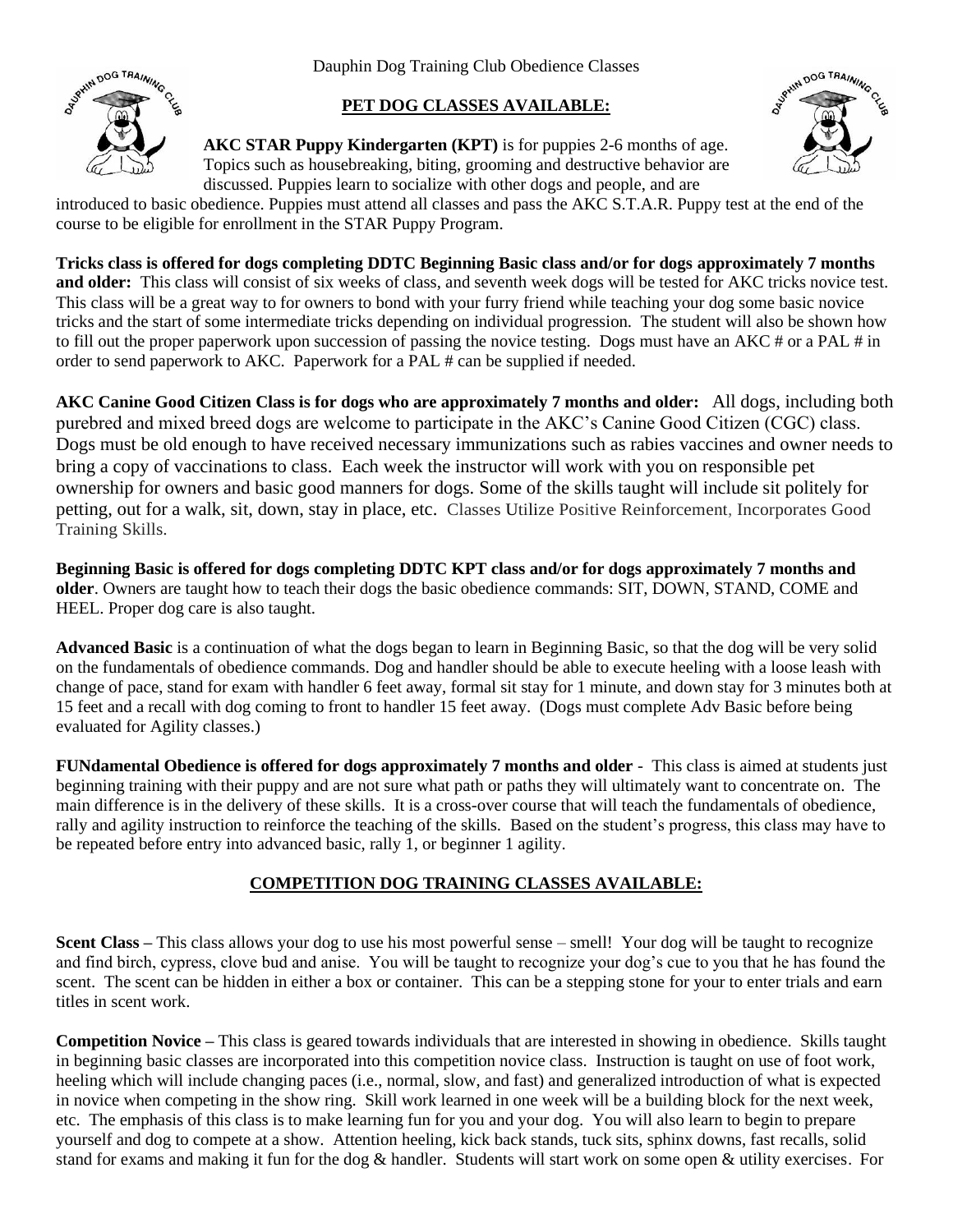Dauphin Dog Training Club Obedience Classes

## PET DOG CLASSES AVAILABLE:

**AKC STAR Puppy Kindergarten (KPT)** is for puppies 2-6 months of age. Topics such as housebreaking, biting, grooming and destructive behavior are discussed. Puppies learn to socialize with other dogs and people, and are introduced to basic obedience. Puppies must attend all classes and pass the AKC S.T.A.R. Puppy test at the end of the course to be eligible for enrollment in the STAR Puppy Program.

**Tricks class is offered for dogs completing DDTC Beginning Basic class and/or for dogs approximately 7 months and older:** This class will consist of six weeks of class, and seventh week dogs will be tested for AKC tricks novice test. This class will be a great way to for owners to bond with your furry friend while teaching your dog some basic novice tricks and the start of some intermediate tricks depending on individual progression. The student will also be shown how to fill out the proper paperwork upon succession of passing the novice testing. Dogs must have an AKC # or a PAL # in order to send paperwork to AKC. Paperwork for a PAL # can be supplied if needed.

**AKC Canine Good Citizen Class is for dogs who are approximately 7 months and older:** All dogs, including both purebred and mixed breed dogs are welcome to participate in the AKC's Canine Good Citizen (CGC) class. Dogs must be old enough to have received necessary immunizations such as rabies vaccines and owner needs to bring a copy of vaccinations to class. Each week the instructor will work with you on responsible pet ownership for owners and basic good manners for dogs. Some of the skills taught will include sit politely for petting, out for a walk, sit, down, stay in place, etc. Classes Utilize Positive Reinforcement, Incorporates Good Training Skills.

**Beginning Basic is offered for dogs completing DDTC KPT class and/or for dogs approximately 7 months and older**. Owners are taught how to teach their dogs the basic obedience commands: SIT, DOWN, STAND, COME and HEEL. Proper dog care is also taught.

**Advanced Basic** is a continuation of what the dogs began to learn in Beginning Basic, so that the dog will be very solid on the fundamentals of obedience commands. Dog and handler should be able to execute heeling with a loose leash with change of pace, stand for exam with handler 6 feet away, formal sit stay for 1 minute, and down stay for 3 minutes both at 15 feet and a recall with dog coming to front to handler 15 feet away. (Dogs must complete Adv Basic before being evaluated for Agility classes.)

**FUNdamental Obedience is offered for dogs approximately 7 months and older** - This class is aimed at students just beginning training with their puppy and are not sure what path or paths they will ultimately want to concentrate on. The main difference is in the delivery of these skills. It is a cross-over course that will teach the fundamentals of obedience, rally and agility instruction to reinforce the teaching of the skills. Based on the student's progress, this class may have to be repeated before entry into advanced basic, rally 1, or beginner 1 agility.

## COMPETITION DOG TRAINING CLASSES AVAILABLE:

**Scent Class –** This class allows your dog to use his most powerful sense – smell! Your dog will be taught to recognize and find birch, cypress, clove bud and anise. You will be taught to recognize your dog's cue to you that he has found the scent. The scent can be hidden in either a box or container. This can be a stepping stone for your to enter trials and earn titles in scent work.

**Competition Novice –** This class is geared towards individuals that are interested in showing in obedience. Skills taught in beginning basic classes are incorporated into this competition novice class. Instruction is taught on use of foot work, heeling which will include changing paces (i.e., normal, slow, and fast) and generalized introduction of what is expected in novice when competing in the show ring. Skill work learned in one week will be a building block for the next week, etc. The emphasis of this class is to make learning fun for you and your dog. You will also learn to begin to prepare yourself and dog to compete at a show. Attention heeling, kick back stands, tuck sits, sphinx downs, fast recalls, solid stand for exams and making it fun for the dog & handler. Students will start work on some open & utility exercises. For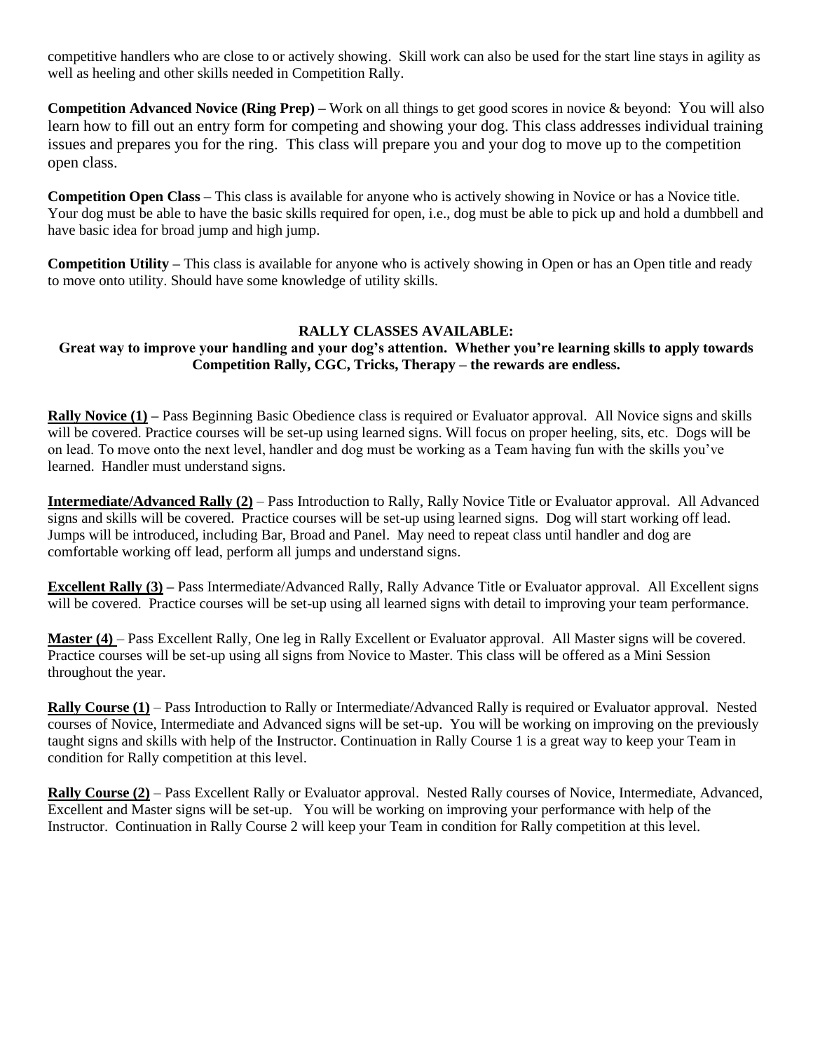competitive handlers who are close to or actively showing. Skill work can also be used for the start line stays in agility as well as heeling and other skills needed in Competition Rally.

**Competition Advanced Novice (Ring Prep) –** Work on all things to get good scores in novice & beyond: You will also learn how to fill out an entry form for competing and showing your dog. This class addresses individual training issues and prepares you for the ring. This class will prepare you and your dog to move up to the competition open class.

**Competition Open Class –** This class is available for anyone who is actively showing in Novice or has a Novice title. Your dog must be able to have the basic skills required for open, i.e., dog must be able to pick up and hold a dumbbell and have basic idea for broad jump and high jump.

**Competition Utility –** This class is available for anyone who is actively showing in Open or has an Open title and ready to move onto utility. Should have some knowledge of utility skills.

## RALLY CLASSES AVAILABLE:

**Great way to improve your handling and your dog's attention. Whether you're learning skills to apply towards Competition Rally, CGC, Tricks, Therapy – the rewards are endless.**

**Rally Novice (1) –** Pass Beginning Basic Obedience class is required or Evaluator approval. All Novice signs and skills will be covered. Practice courses will be set-up using learned signs. Will focus on proper heeling, sits, etc. Dogs will be on lead. To move onto the next level, handler and dog must be working as a Team having fun with the skills you've learned. Handler must understand signs.

**Intermediate/Advanced Rally (2)** – Pass Introduction to Rally, Rally Novice Title or Evaluator approval. All Advanced signs and skills will be covered. Practice courses will be set-up using learned signs. Dog will start working off lead. Jumps will be introduced, including Bar, Broad and Panel. May need to repeat class until handler and dog are comfortable working off lead, perform all jumps and understand signs.

**Excellent Rally (3) –** Pass Intermediate/Advanced Rally, Rally Advance Title or Evaluator approval. All Excellent signs will be covered. Practice courses will be set-up using all learned signs with detail to improving your team performance.

**Master (4)** – Pass Excellent Rally, One leg in Rally Excellent or Evaluator approval. All Master signs will be covered. Practice courses will be set-up using all signs from Novice to Master. This class will be offered as a Mini Session throughout the year.

**Rally Course (1)** – Pass Introduction to Rally or Intermediate/Advanced Rally is required or Evaluator approval. Nested courses of Novice, Intermediate and Advanced signs will be set-up. You will be working on improving on the previously taught signs and skills with help of the Instructor. Continuation in Rally Course 1 is a great way to keep your Team in condition for Rally competition at this level.

**Rally Course (2)** – Pass Excellent Rally or Evaluator approval. Nested Rally courses of Novice, Intermediate, Advanced, Excellent and Master signs will be set-up. You will be working on improving your performance with help of the Instructor. Continuation in Rally Course 2 will keep your Team in condition for Rally competition at this level.